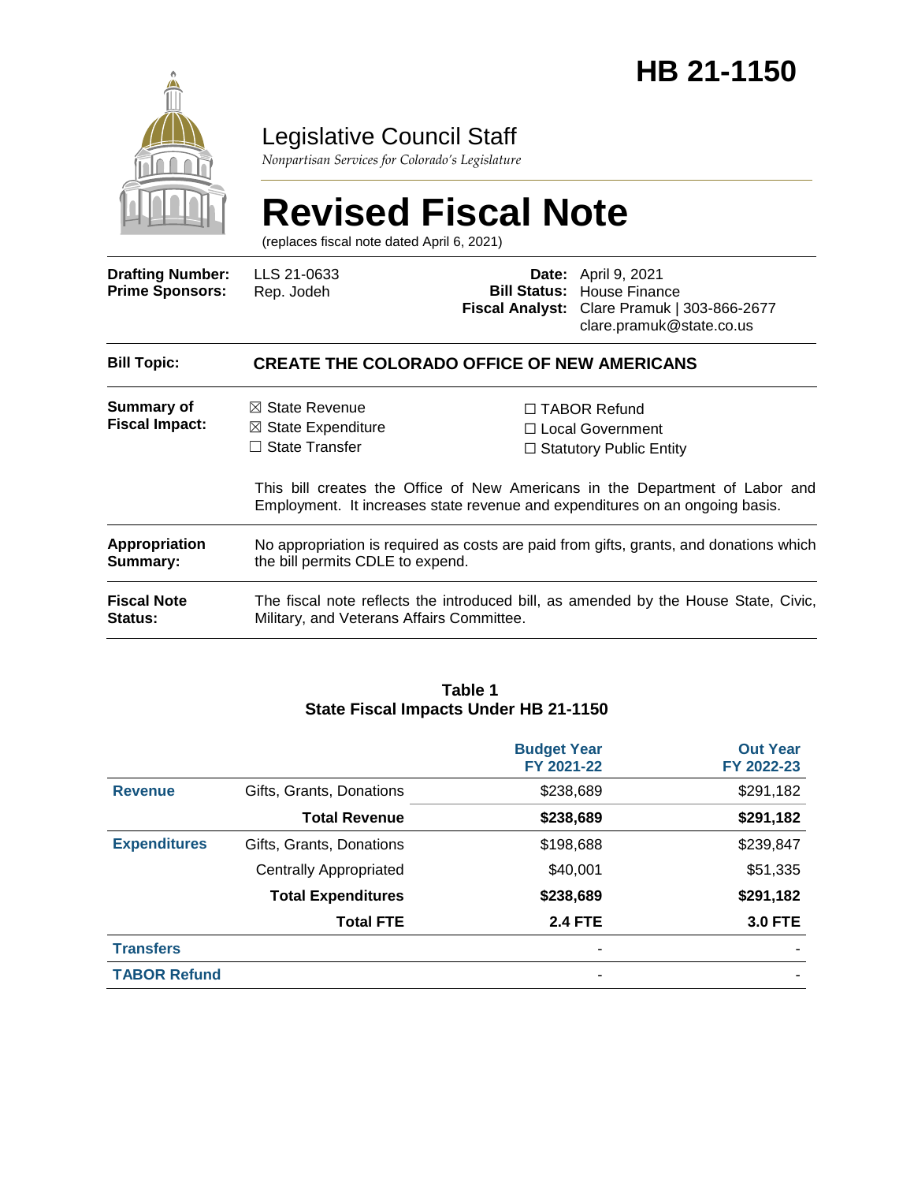# HB 21-1150

## Legislative Council Staff

*Nonpartisan Services for Colorado's Legislature*

# Revised Fiscal Note

(replaces fiscal note dated April 6, 2021)

| | | | |
|---|---|---|---|
| **Drafting Number:** | LLS 21-0633 | **Date:** | April 9, 2021 |
| **Prime Sponsors:** | Rep. Jodeh | **Bill Status:** | House Finance |
| | | **Fiscal Analyst:** | Clare Pramuk \| 303-866-2677<br>clare.pramuk@state.co.us |

| | |
|---|---|
| **Bill Topic:** | **CREATE THE COLORADO OFFICE OF NEW AMERICANS** |
| **Summary of Fiscal Impact:** | ☒ State Revenue<br>☒ State Expenditure<br>☐ State Transfer<br>☐ TABOR Refund<br>☐ Local Government<br>☐ Statutory Public Entity<br><br>This bill creates the Office of New Americans in the Department of Labor and Employment. It increases state revenue and expenditures on an ongoing basis. |
| **Appropriation Summary:** | No appropriation is required as costs are paid from gifts, grants, and donations which the bill permits CDLE to expend. |
| **Fiscal Note Status:** | The fiscal note reflects the introduced bill, as amended by the House State, Civic, Military, and Veterans Affairs Committee. |

**Table 1**
**State Fiscal Impacts Under HB 21-1150**

| | | Budget Year FY 2021-22 | Out Year FY 2022-23 |
|---|---|---|---|
| **Revenue** | Gifts, Grants, Donations | $238,689 | $291,182 |
| | **Total Revenue** | **$238,689** | **$291,182** |
| **Expenditures** | Gifts, Grants, Donations | $198,688 | $239,847 |
| | Centrally Appropriated | $40,001 | $51,335 |
| | **Total Expenditures** | **$238,689** | **$291,182** |
| | **Total FTE** | **2.4 FTE** | **3.0 FTE** |
| **Transfers** | | - | - |
| **TABOR Refund** | | - | - |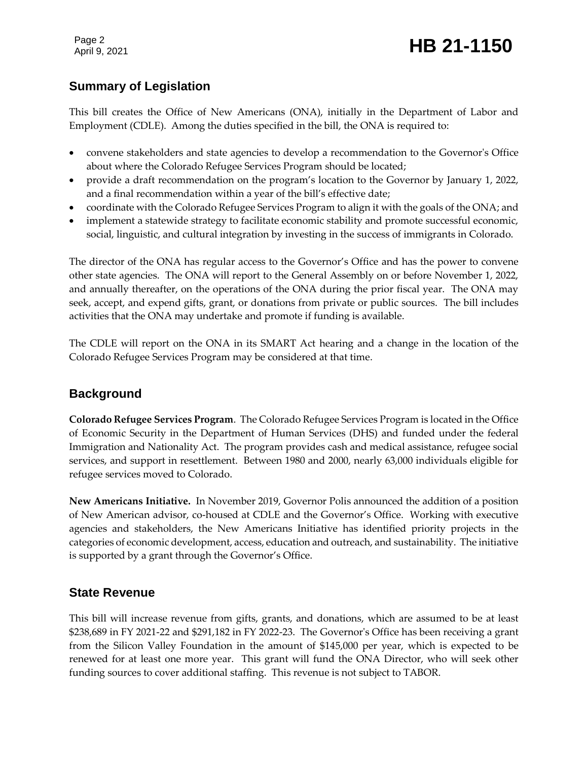## Summary of Legislation

This bill creates the Office of New Americans (ONA), initially in the Department of Labor and Employment (CDLE). Among the duties specified in the bill, the ONA is required to:

- convene stakeholders and state agencies to develop a recommendation to the Governor's Office about where the Colorado Refugee Services Program should be located;
- provide a draft recommendation on the program's location to the Governor by January 1, 2022, and a final recommendation within a year of the bill's effective date;
- coordinate with the Colorado Refugee Services Program to align it with the goals of the ONA; and
- implement a statewide strategy to facilitate economic stability and promote successful economic, social, linguistic, and cultural integration by investing in the success of immigrants in Colorado.

The director of the ONA has regular access to the Governor's Office and has the power to convene other state agencies. The ONA will report to the General Assembly on or before November 1, 2022, and annually thereafter, on the operations of the ONA during the prior fiscal year. The ONA may seek, accept, and expend gifts, grant, or donations from private or public sources. The bill includes activities that the ONA may undertake and promote if funding is available.

The CDLE will report on the ONA in its SMART Act hearing and a change in the location of the Colorado Refugee Services Program may be considered at that time.

## Background

**Colorado Refugee Services Program**. The Colorado Refugee Services Program is located in the Office of Economic Security in the Department of Human Services (DHS) and funded under the federal Immigration and Nationality Act. The program provides cash and medical assistance, refugee social services, and support in resettlement. Between 1980 and 2000, nearly 63,000 individuals eligible for refugee services moved to Colorado.

**New Americans Initiative.** In November 2019, Governor Polis announced the addition of a position of New American advisor, co-housed at CDLE and the Governor's Office. Working with executive agencies and stakeholders, the New Americans Initiative has identified priority projects in the categories of economic development, access, education and outreach, and sustainability. The initiative is supported by a grant through the Governor's Office.

## State Revenue

This bill will increase revenue from gifts, grants, and donations, which are assumed to be at least $238,689 in FY 2021-22 and $291,182 in FY 2022-23. The Governor's Office has been receiving a grant from the Silicon Valley Foundation in the amount of $145,000 per year, which is expected to be renewed for at least one more year. This grant will fund the ONA Director, who will seek other funding sources to cover additional staffing. This revenue is not subject to TABOR.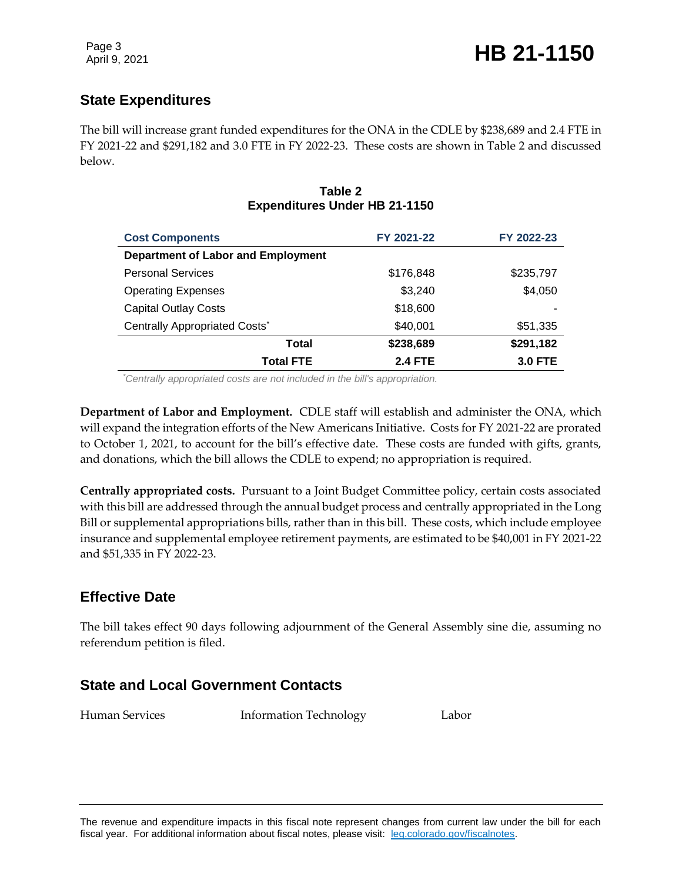## State Expenditures

The bill will increase grant funded expenditures for the ONA in the CDLE by $238,689 and 2.4 FTE in FY 2021-22 and $291,182 and 3.0 FTE in FY 2022-23. These costs are shown in Table 2 and discussed below.

**Table 2**
**Expenditures Under HB 21-1150**

| Cost Components | FY 2021-22 | FY 2022-23 |
|---|---|---|
| **Department of Labor and Employment** | | |
| Personal Services | $176,848 | $235,797 |
| Operating Expenses | $3,240 | $4,050 |
| Capital Outlay Costs | $18,600 | - |
| Centrally Appropriated Costs* | $40,001 | $51,335 |
| **Total** | **$238,689** | **$291,182** |
| **Total FTE** | **2.4 FTE** | **3.0 FTE** |

*Centrally appropriated costs are not included in the bill's appropriation.*

**Department of Labor and Employment.** CDLE staff will establish and administer the ONA, which will expand the integration efforts of the New Americans Initiative. Costs for FY 2021-22 are prorated to October 1, 2021, to account for the bill's effective date. These costs are funded with gifts, grants, and donations, which the bill allows the CDLE to expend; no appropriation is required.

**Centrally appropriated costs.** Pursuant to a Joint Budget Committee policy, certain costs associated with this bill are addressed through the annual budget process and centrally appropriated in the Long Bill or supplemental appropriations bills, rather than in this bill. These costs, which include employee insurance and supplemental employee retirement payments, are estimated to be $40,001 in FY 2021-22 and $51,335 in FY 2022-23.

## Effective Date

The bill takes effect 90 days following adjournment of the General Assembly sine die, assuming no referendum petition is filed.

## State and Local Government Contacts

Human Services    Information Technology    Labor

The revenue and expenditure impacts in this fiscal note represent changes from current law under the bill for each fiscal year. For additional information about fiscal notes, please visit: leg.colorado.gov/fiscalnotes.